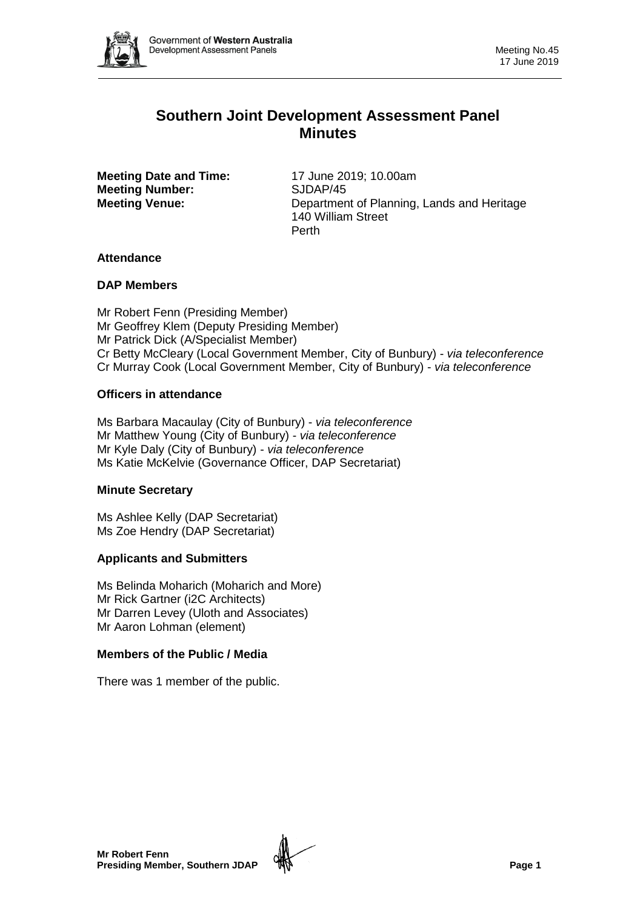# Southern Joint Development Assessment Panel Minutes

**Meeting Date and Time:** 17 June 2019; 10.00am
**Meeting Number:** SJDAP/45
**Meeting Venue:** Department of Planning, Lands and Heritage
140 William Street
Perth

### Attendance

### DAP Members

Mr Robert Fenn (Presiding Member)
Mr Geoffrey Klem (Deputy Presiding Member)
Mr Patrick Dick (A/Specialist Member)
Cr Betty McCleary (Local Government Member, City of Bunbury) - *via teleconference*
Cr Murray Cook (Local Government Member, City of Bunbury) - *via teleconference*

### Officers in attendance

Ms Barbara Macaulay (City of Bunbury) - *via teleconference*
Mr Matthew Young (City of Bunbury) - *via teleconference*
Mr Kyle Daly (City of Bunbury) - *via teleconference*
Ms Katie McKelvie (Governance Officer, DAP Secretariat)

### Minute Secretary

Ms Ashlee Kelly (DAP Secretariat)
Ms Zoe Hendry (DAP Secretariat)

### Applicants and Submitters

Ms Belinda Moharich (Moharich and More)
Mr Rick Gartner (i2C Architects)
Mr Darren Levey (Uloth and Associates)
Mr Aaron Lohman (element)

### Members of the Public / Media

There was 1 member of the public.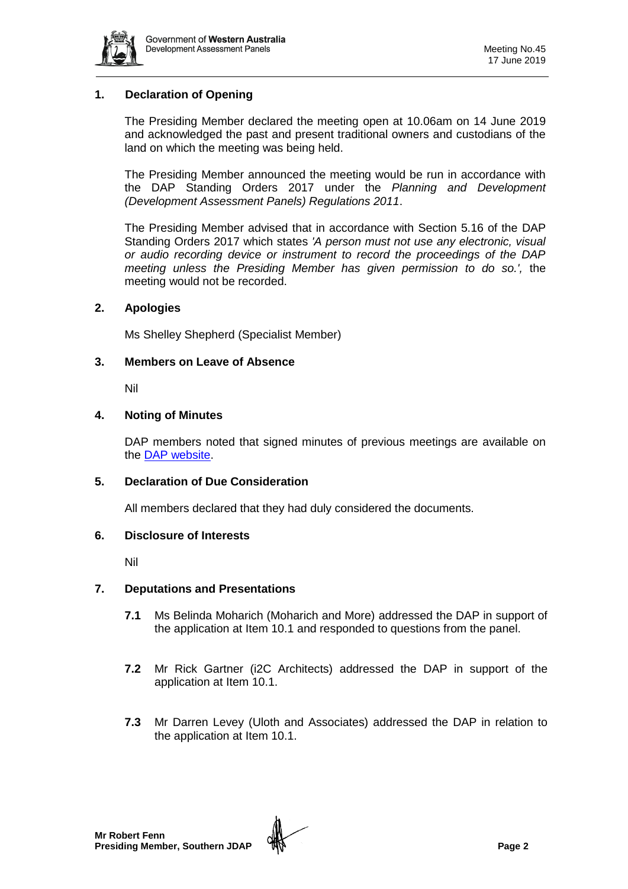## 1. Declaration of Opening

The Presiding Member declared the meeting open at 10.06am on 14 June 2019 and acknowledged the past and present traditional owners and custodians of the land on which the meeting was being held.

The Presiding Member announced the meeting would be run in accordance with the DAP Standing Orders 2017 under the *Planning and Development (Development Assessment Panels) Regulations 2011*.

The Presiding Member advised that in accordance with Section 5.16 of the DAP Standing Orders 2017 which states *'A person must not use any electronic, visual or audio recording device or instrument to record the proceedings of the DAP meeting unless the Presiding Member has given permission to do so.',* the meeting would not be recorded.

## 2. Apologies

Ms Shelley Shepherd (Specialist Member)

## 3. Members on Leave of Absence

Nil

## 4. Noting of Minutes

DAP members noted that signed minutes of previous meetings are available on the DAP website.

## 5. Declaration of Due Consideration

All members declared that they had duly considered the documents.

## 6. Disclosure of Interests

Nil

## 7. Deputations and Presentations

**7.1** Ms Belinda Moharich (Moharich and More) addressed the DAP in support of the application at Item 10.1 and responded to questions from the panel.

**7.2** Mr Rick Gartner (i2C Architects) addressed the DAP in support of the application at Item 10.1.

**7.3** Mr Darren Levey (Uloth and Associates) addressed the DAP in relation to the application at Item 10.1.

**Mr Robert Fenn**
**Presiding Member, Southern JDAP**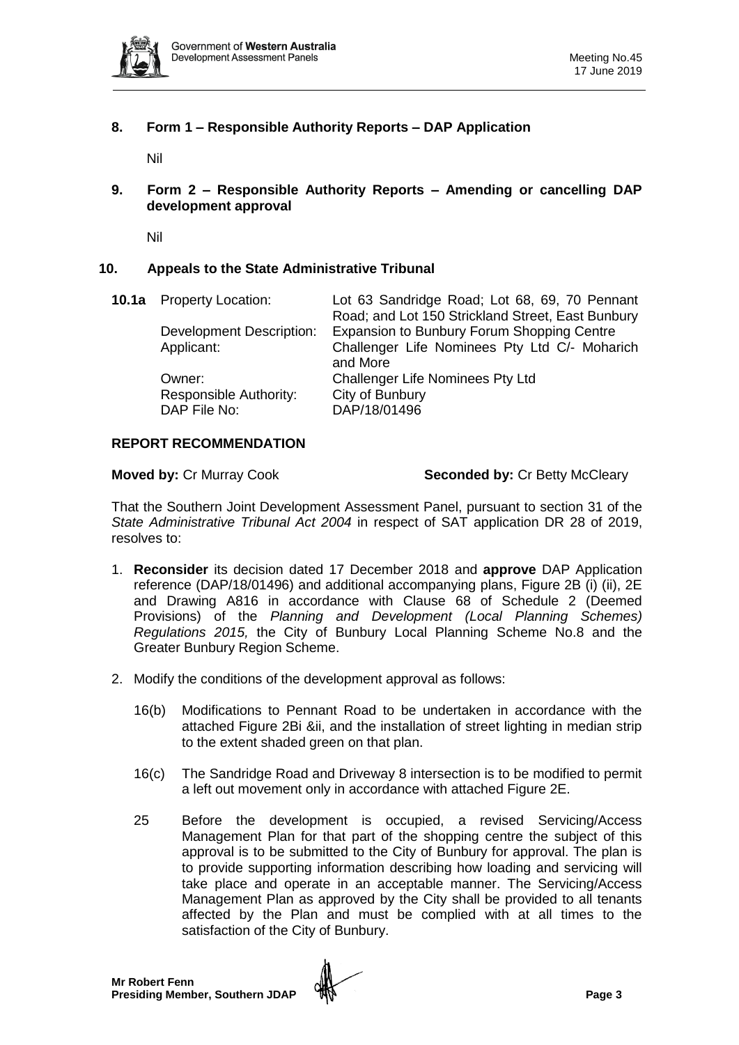## 8. Form 1 – Responsible Authority Reports – DAP Application

Nil

## 9. Form 2 – Responsible Authority Reports – Amending or cancelling DAP development approval

Nil

## 10. Appeals to the State Administrative Tribunal

| **10.1a** | Property Location: | Lot 63 Sandridge Road; Lot 68, 69, 70 Pennant Road; and Lot 150 Strickland Street, East Bunbury |
|---|---|---|
| | Development Description: | Expansion to Bunbury Forum Shopping Centre |
| | Applicant: | Challenger Life Nominees Pty Ltd C/- Moharich and More |
| | Owner: | Challenger Life Nominees Pty Ltd |
| | Responsible Authority: | City of Bunbury |
| | DAP File No: | DAP/18/01496 |

### REPORT RECOMMENDATION

**Moved by:** Cr Murray Cook **Seconded by:** Cr Betty McCleary

That the Southern Joint Development Assessment Panel, pursuant to section 31 of the *State Administrative Tribunal Act 2004* in respect of SAT application DR 28 of 2019, resolves to:

1. **Reconsider** its decision dated 17 December 2018 and **approve** DAP Application reference (DAP/18/01496) and additional accompanying plans, Figure 2B (i) (ii), 2E and Drawing A816 in accordance with Clause 68 of Schedule 2 (Deemed Provisions) of the *Planning and Development (Local Planning Schemes) Regulations 2015,* the City of Bunbury Local Planning Scheme No.8 and the Greater Bunbury Region Scheme.

2. Modify the conditions of the development approval as follows:

   16(b) Modifications to Pennant Road to be undertaken in accordance with the attached Figure 2Bi &ii, and the installation of street lighting in median strip to the extent shaded green on that plan.

   16(c) The Sandridge Road and Driveway 8 intersection is to be modified to permit a left out movement only in accordance with attached Figure 2E.

   25 Before the development is occupied, a revised Servicing/Access Management Plan for that part of the shopping centre the subject of this approval is to be submitted to the City of Bunbury for approval. The plan is to provide supporting information describing how loading and servicing will take place and operate in an acceptable manner. The Servicing/Access Management Plan as approved by the City shall be provided to all tenants affected by the Plan and must be complied with at all times to the satisfaction of the City of Bunbury.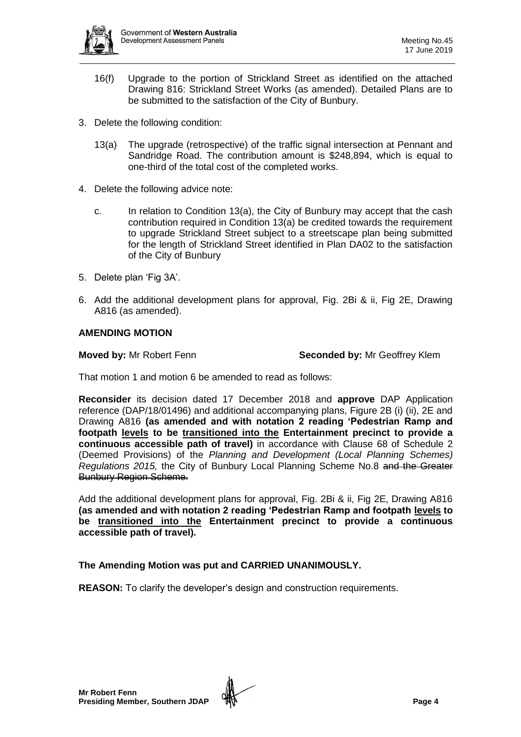16(f) Upgrade to the portion of Strickland Street as identified on the attached Drawing 816: Strickland Street Works (as amended). Detailed Plans are to be submitted to the satisfaction of the City of Bunbury.

3. Delete the following condition:

   13(a) The upgrade (retrospective) of the traffic signal intersection at Pennant and Sandridge Road. The contribution amount is $248,894, which is equal to one-third of the total cost of the completed works.

4. Delete the following advice note:

   c. In relation to Condition 13(a), the City of Bunbury may accept that the cash contribution required in Condition 13(a) be credited towards the requirement to upgrade Strickland Street subject to a streetscape plan being submitted for the length of Strickland Street identified in Plan DA02 to the satisfaction of the City of Bunbury

5. Delete plan 'Fig 3A'.

6. Add the additional development plans for approval, Fig. 2Bi & ii, Fig 2E, Drawing A816 (as amended).

**AMENDING MOTION**

**Moved by:** Mr Robert Fenn **Seconded by:** Mr Geoffrey Klem

That motion 1 and motion 6 be amended to read as follows:

**Reconsider** its decision dated 17 December 2018 and **approve** DAP Application reference (DAP/18/01496) and additional accompanying plans, Figure 2B (i) (ii), 2E and Drawing A816 **(as amended and with notation 2 reading 'Pedestrian Ramp and footpath <u>levels</u> to be <u>transitioned into the</u> Entertainment precinct to provide a continuous accessible path of travel)** in accordance with Clause 68 of Schedule 2 (Deemed Provisions) of the *Planning and Development (Local Planning Schemes) Regulations 2015,* the City of Bunbury Local Planning Scheme No.8 ~~and the Greater Bunbury Region Scheme.~~

Add the additional development plans for approval, Fig. 2Bi & ii, Fig 2E, Drawing A816 **(as amended and with notation 2 reading 'Pedestrian Ramp and footpath <u>levels</u> to be <u>transitioned into the</u> Entertainment precinct to provide a continuous accessible path of travel).**

**The Amending Motion was put and CARRIED UNANIMOUSLY.**

**REASON:** To clarify the developer's design and construction requirements.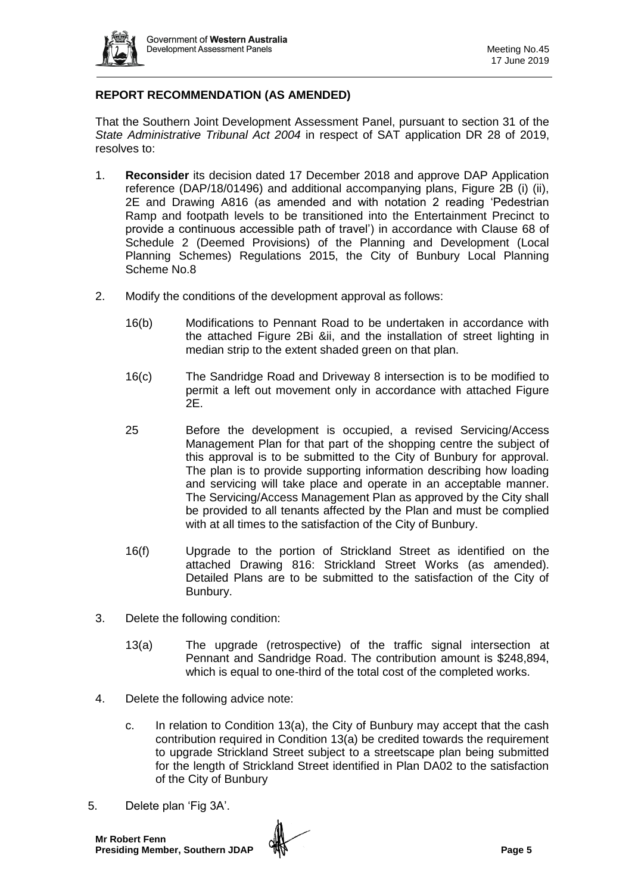## REPORT RECOMMENDATION (AS AMENDED)

That the Southern Joint Development Assessment Panel, pursuant to section 31 of the *State Administrative Tribunal Act 2004* in respect of SAT application DR 28 of 2019, resolves to:

1. **Reconsider** its decision dated 17 December 2018 and approve DAP Application reference (DAP/18/01496) and additional accompanying plans, Figure 2B (i) (ii), 2E and Drawing A816 (as amended and with notation 2 reading 'Pedestrian Ramp and footpath levels to be transitioned into the Entertainment Precinct to provide a continuous accessible path of travel') in accordance with Clause 68 of Schedule 2 (Deemed Provisions) of the Planning and Development (Local Planning Schemes) Regulations 2015, the City of Bunbury Local Planning Scheme No.8

2. Modify the conditions of the development approval as follows:

   16(b) Modifications to Pennant Road to be undertaken in accordance with the attached Figure 2Bi &ii, and the installation of street lighting in median strip to the extent shaded green on that plan.

   16(c) The Sandridge Road and Driveway 8 intersection is to be modified to permit a left out movement only in accordance with attached Figure 2E.

   25 Before the development is occupied, a revised Servicing/Access Management Plan for that part of the shopping centre the subject of this approval is to be submitted to the City of Bunbury for approval. The plan is to provide supporting information describing how loading and servicing will take place and operate in an acceptable manner. The Servicing/Access Management Plan as approved by the City shall be provided to all tenants affected by the Plan and must be complied with at all times to the satisfaction of the City of Bunbury.

   16(f) Upgrade to the portion of Strickland Street as identified on the attached Drawing 816: Strickland Street Works (as amended). Detailed Plans are to be submitted to the satisfaction of the City of Bunbury.

3. Delete the following condition:

   13(a) The upgrade (retrospective) of the traffic signal intersection at Pennant and Sandridge Road. The contribution amount is $248,894, which is equal to one-third of the total cost of the completed works.

4. Delete the following advice note:

   c. In relation to Condition 13(a), the City of Bunbury may accept that the cash contribution required in Condition 13(a) be credited towards the requirement to upgrade Strickland Street subject to a streetscape plan being submitted for the length of Strickland Street identified in Plan DA02 to the satisfaction of the City of Bunbury

5. Delete plan 'Fig 3A'.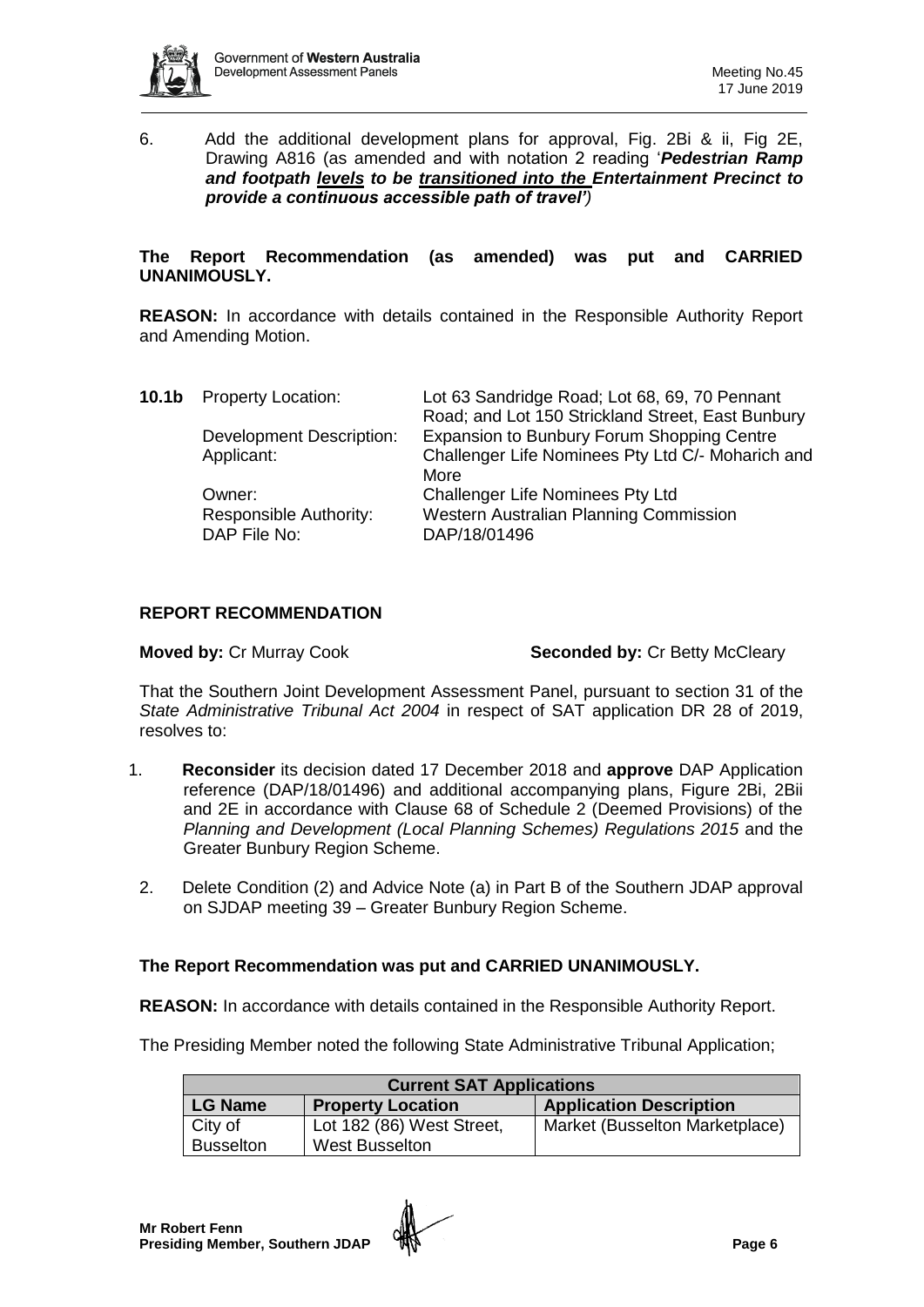6. Add the additional development plans for approval, Fig. 2Bi & ii, Fig 2E, Drawing A816 (as amended and with notation 2 reading '***Pedestrian Ramp and footpath levels to be transitioned into the Entertainment Precinct to provide a continuous accessible path of travel'***)

**The Report Recommendation (as amended) was put and CARRIED UNANIMOUSLY.**

**REASON:** In accordance with details contained in the Responsible Authority Report and Amending Motion.

**10.1b** Property Location: Lot 63 Sandridge Road; Lot 68, 69, 70 Pennant Road; and Lot 150 Strickland Street, East Bunbury
Development Description: Expansion to Bunbury Forum Shopping Centre
Applicant: Challenger Life Nominees Pty Ltd C/- Moharich and More
Owner: Challenger Life Nominees Pty Ltd
Responsible Authority: Western Australian Planning Commission
DAP File No: DAP/18/01496

**REPORT RECOMMENDATION**

**Moved by:** Cr Murray Cook **Seconded by:** Cr Betty McCleary

That the Southern Joint Development Assessment Panel, pursuant to section 31 of the *State Administrative Tribunal Act 2004* in respect of SAT application DR 28 of 2019, resolves to:

1. **Reconsider** its decision dated 17 December 2018 and **approve** DAP Application reference (DAP/18/01496) and additional accompanying plans, Figure 2Bi, 2Bii and 2E in accordance with Clause 68 of Schedule 2 (Deemed Provisions) of the *Planning and Development (Local Planning Schemes) Regulations 2015* and the Greater Bunbury Region Scheme.
2. Delete Condition (2) and Advice Note (a) in Part B of the Southern JDAP approval on SJDAP meeting 39 – Greater Bunbury Region Scheme.

**The Report Recommendation was put and CARRIED UNANIMOUSLY.**

**REASON:** In accordance with details contained in the Responsible Authority Report.

The Presiding Member noted the following State Administrative Tribunal Application;

| **Current SAT Applications** | | |
|---|---|---|
| **LG Name** | **Property Location** | **Application Description** |
| City of Busselton | Lot 182 (86) West Street, West Busselton | Market (Busselton Marketplace) |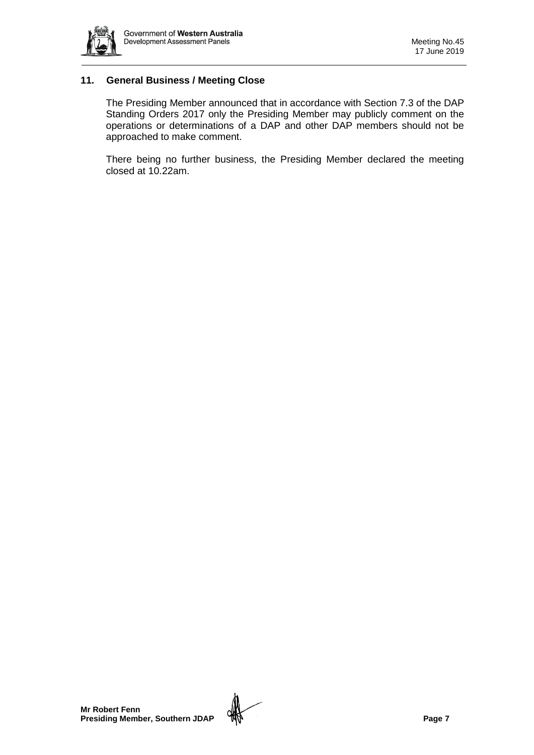## 11. General Business / Meeting Close

The Presiding Member announced that in accordance with Section 7.3 of the DAP Standing Orders 2017 only the Presiding Member may publicly comment on the operations or determinations of a DAP and other DAP members should not be approached to make comment.

There being no further business, the Presiding Member declared the meeting closed at 10.22am.

**Mr Robert Fenn**
**Presiding Member, Southern JDAP**